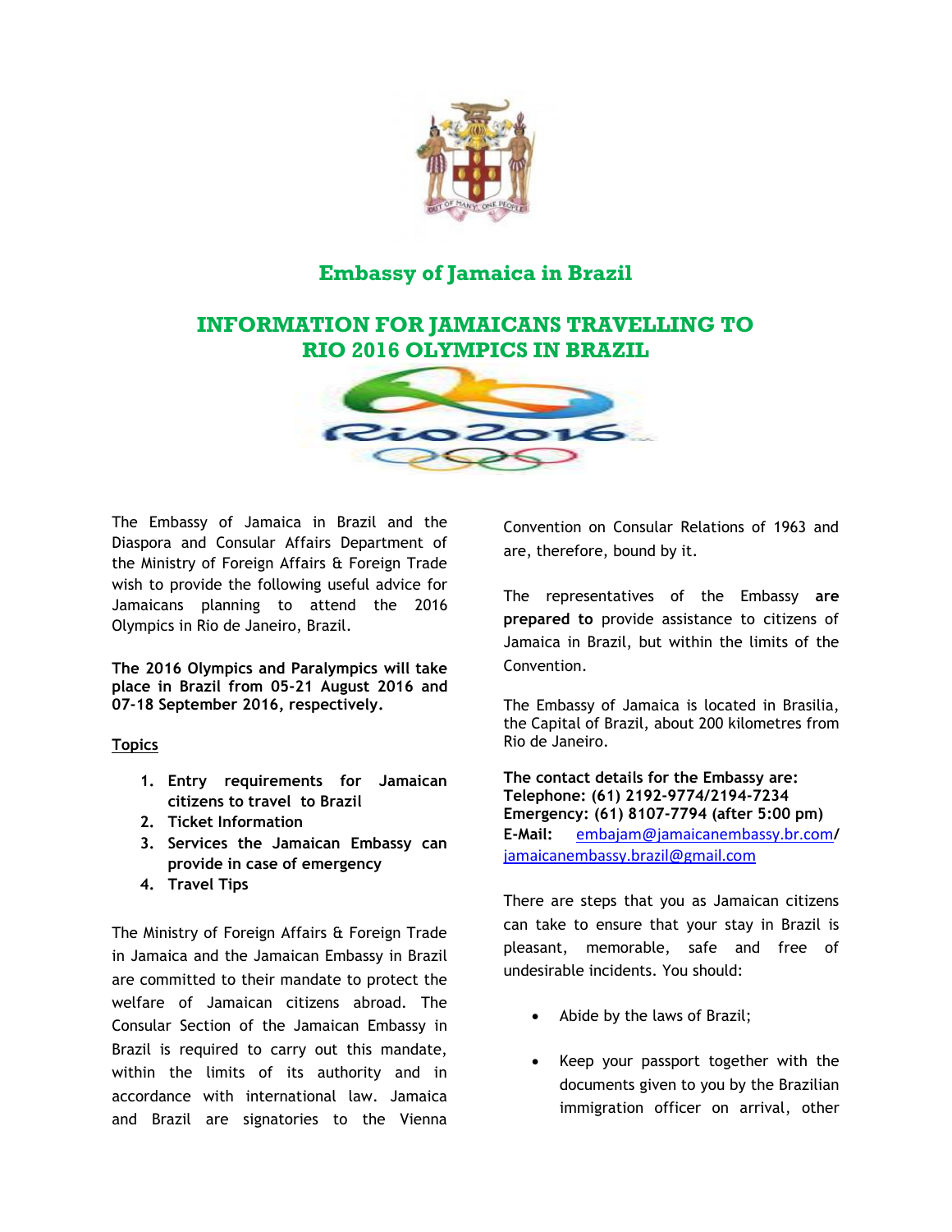# Embassy of Jamaica in Brazil

## INFORMATION FOR JAMAICANS TRAVELLING TO RIO 2016 OLYMPICS IN BRAZIL

The Embassy of Jamaica in Brazil and the Diaspora and Consular Affairs Department of the Ministry of Foreign Affairs & Foreign Trade wish to provide the following useful advice for Jamaicans planning to attend the 2016 Olympics in Rio de Janeiro, Brazil.

**The 2016 Olympics and Paralympics will take place in Brazil from 05-21 August 2016 and 07-18 September 2016, respectively.**

**Topics**

1. **Entry requirements for Jamaican citizens to travel to Brazil**
2. **Ticket Information**
3. **Services the Jamaican Embassy can provide in case of emergency**
4. **Travel Tips**

The Ministry of Foreign Affairs & Foreign Trade in Jamaica and the Jamaican Embassy in Brazil are committed to their mandate to protect the welfare of Jamaican citizens abroad. The Consular Section of the Jamaican Embassy in Brazil is required to carry out this mandate, within the limits of its authority and in accordance with international law. Jamaica and Brazil are signatories to the Vienna Convention on Consular Relations of 1963 and are, therefore, bound by it.

The representatives of the Embassy **are prepared to** provide assistance to citizens of Jamaica in Brazil, but within the limits of the Convention.

The Embassy of Jamaica is located in Brasilia, the Capital of Brazil, about 200 kilometres from Rio de Janeiro.

**The contact details for the Embassy are:**
**Telephone: (61) 2192-9774/2194-7234**
**Emergency: (61) 8107-7794 (after 5:00 pm)**
**E-Mail:** embajam@jamaicanembassy.br.com/ jamaicanembassy.brazil@gmail.com

There are steps that you as Jamaican citizens can take to ensure that your stay in Brazil is pleasant, memorable, safe and free of undesirable incidents. You should:

- Abide by the laws of Brazil;
- Keep your passport together with the documents given to you by the Brazilian immigration officer on arrival, other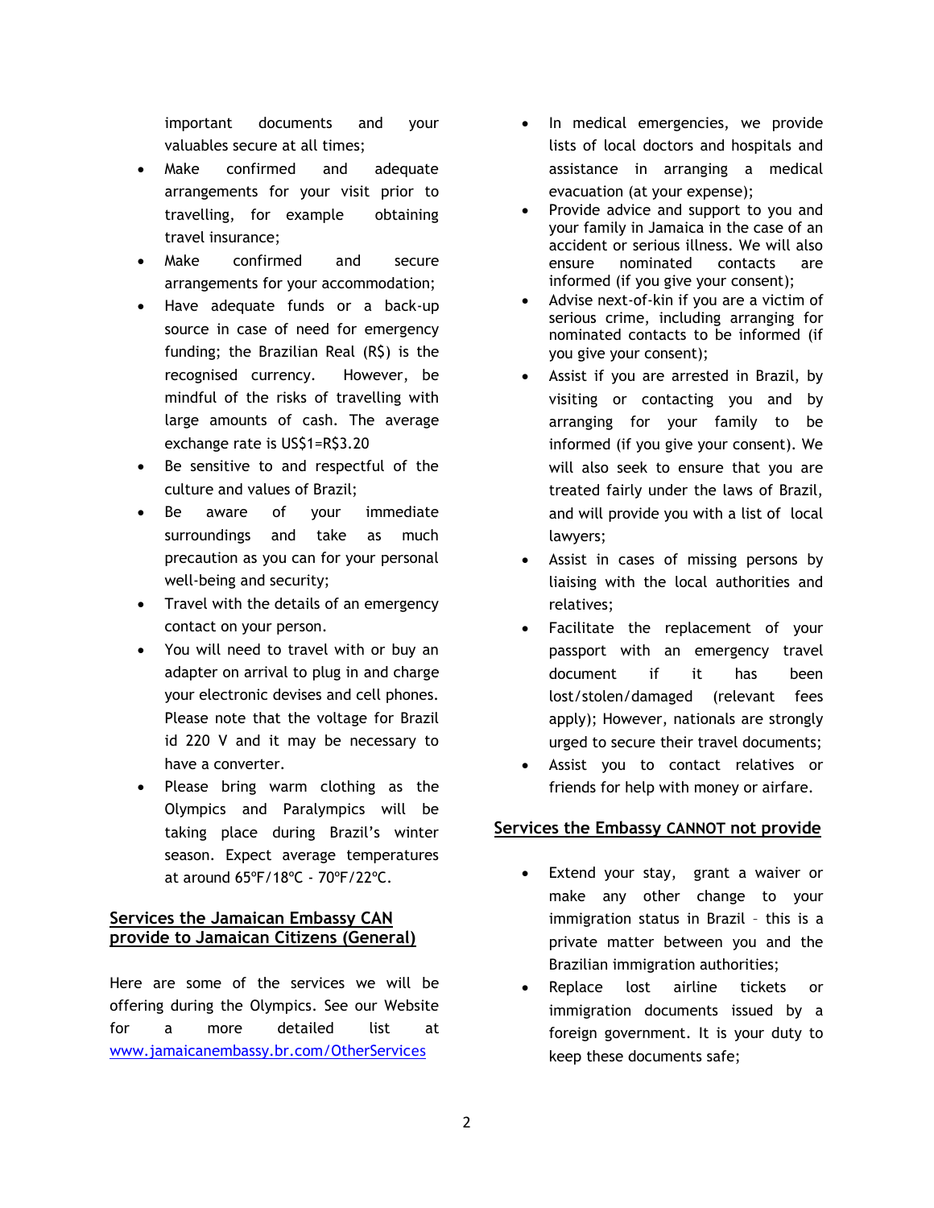important documents and your valuables secure at all times;

- Make confirmed and adequate arrangements for your visit prior to travelling, for example obtaining travel insurance;
- Make confirmed and secure arrangements for your accommodation;
- Have adequate funds or a back-up source in case of need for emergency funding; the Brazilian Real (R$) is the recognised currency. However, be mindful of the risks of travelling with large amounts of cash. The average exchange rate is US$1=R$3.20
- Be sensitive to and respectful of the culture and values of Brazil;
- Be aware of your immediate surroundings and take as much precaution as you can for your personal well-being and security;
- Travel with the details of an emergency contact on your person.
- You will need to travel with or buy an adapter on arrival to plug in and charge your electronic devises and cell phones. Please note that the voltage for Brazil id 220 V and it may be necessary to have a converter.
- Please bring warm clothing as the Olympics and Paralympics will be taking place during Brazil's winter season. Expect average temperatures at around 65ºF/18ºC - 70ºF/22ºC.

## Services the Jamaican Embassy CAN provide to Jamaican Citizens (General)

Here are some of the services we will be offering during the Olympics. See our Website for a more detailed list at www.jamaicanembassy.br.com/OtherServices

- In medical emergencies, we provide lists of local doctors and hospitals and assistance in arranging a medical evacuation (at your expense);
- Provide advice and support to you and your family in Jamaica in the case of an accident or serious illness. We will also ensure nominated contacts are informed (if you give your consent);
- Advise next-of-kin if you are a victim of serious crime, including arranging for nominated contacts to be informed (if you give your consent);
- Assist if you are arrested in Brazil, by visiting or contacting you and by arranging for your family to be informed (if you give your consent). We will also seek to ensure that you are treated fairly under the laws of Brazil, and will provide you with a list of local lawyers;
- Assist in cases of missing persons by liaising with the local authorities and relatives;
- Facilitate the replacement of your passport with an emergency travel document if it has been lost/stolen/damaged (relevant fees apply); However, nationals are strongly urged to secure their travel documents;
- Assist you to contact relatives or friends for help with money or airfare.

## Services the Embassy CANNOT not provide

- Extend your stay, grant a waiver or make any other change to your immigration status in Brazil – this is a private matter between you and the Brazilian immigration authorities;
- Replace lost airline tickets or immigration documents issued by a foreign government. It is your duty to keep these documents safe;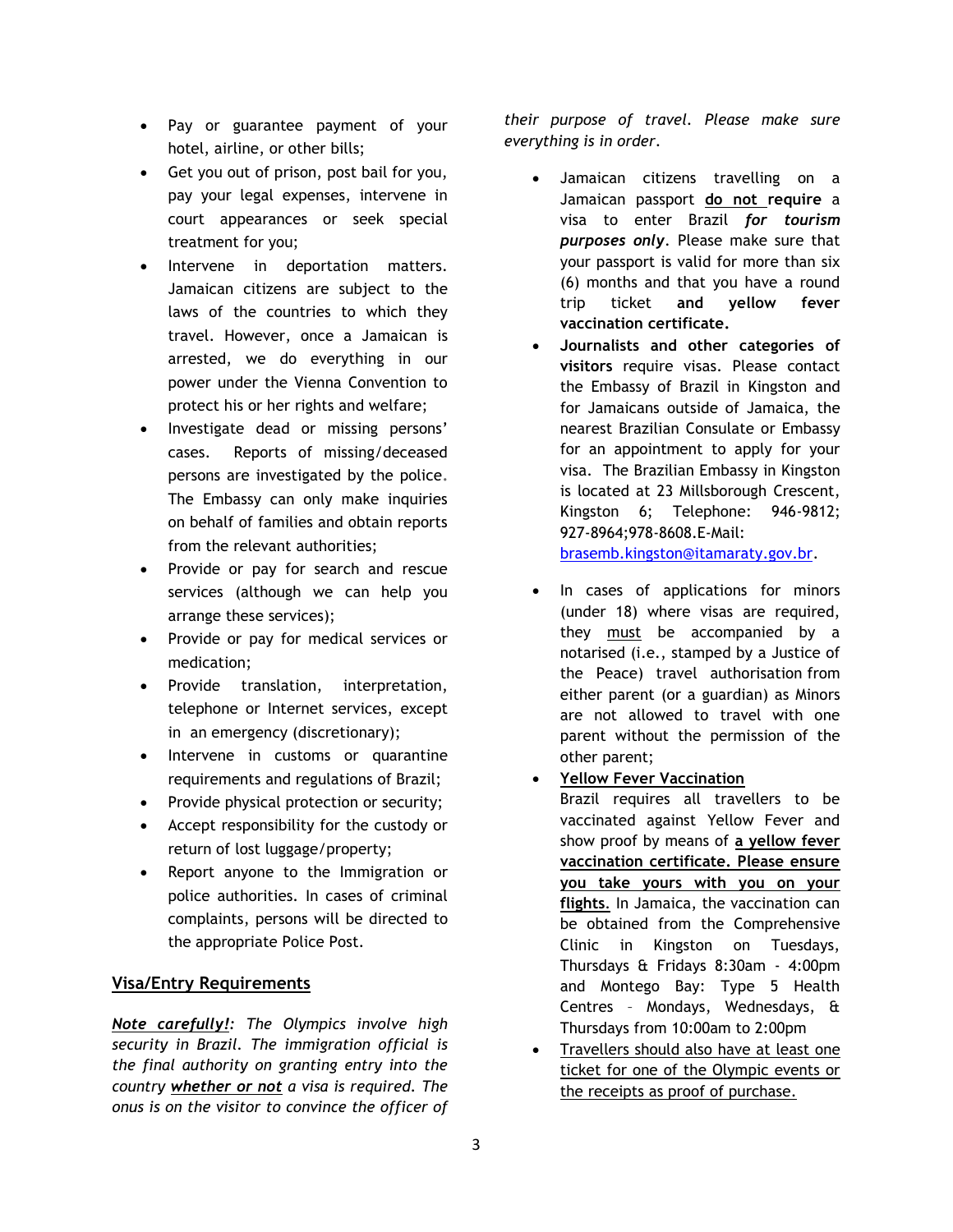- Pay or guarantee payment of your hotel, airline, or other bills;
- Get you out of prison, post bail for you, pay your legal expenses, intervene in court appearances or seek special treatment for you;
- Intervene in deportation matters. Jamaican citizens are subject to the laws of the countries to which they travel. However, once a Jamaican is arrested, we do everything in our power under the Vienna Convention to protect his or her rights and welfare;
- Investigate dead or missing persons' cases. Reports of missing/deceased persons are investigated by the police. The Embassy can only make inquiries on behalf of families and obtain reports from the relevant authorities;
- Provide or pay for search and rescue services (although we can help you arrange these services);
- Provide or pay for medical services or medication;
- Provide translation, interpretation, telephone or Internet services, except in an emergency (discretionary);
- Intervene in customs or quarantine requirements and regulations of Brazil;
- Provide physical protection or security;
- Accept responsibility for the custody or return of lost luggage/property;
- Report anyone to the Immigration or police authorities. In cases of criminal complaints, persons will be directed to the appropriate Police Post.

## Visa/Entry Requirements

***Note carefully!****: The Olympics involve high security in Brazil. The immigration official is the final authority on granting entry into the country* ***whether or not*** *a visa is required. The onus is on the visitor to convince the officer of their purpose of travel. Please make sure everything is in order.*

- Jamaican citizens travelling on a Jamaican passport **do not require** a visa to enter Brazil ***for tourism purposes only***. Please make sure that your passport is valid for more than six (6) months and that you have a round trip ticket **and yellow fever vaccination certificate.**
- **Journalists and other categories of visitors** require visas. Please contact the Embassy of Brazil in Kingston and for Jamaicans outside of Jamaica, the nearest Brazilian Consulate or Embassy for an appointment to apply for your visa. The Brazilian Embassy in Kingston is located at 23 Millsborough Crescent, Kingston 6; Telephone: 946-9812; 927-8964;978-8608.E-Mail: brasemb.kingston@itamaraty.gov.br.
- In cases of applications for minors (under 18) where visas are required, they must be accompanied by a notarised (i.e., stamped by a Justice of the Peace) travel authorisation from either parent (or a guardian) as Minors are not allowed to travel with one parent without the permission of the other parent;
- **Yellow Fever Vaccination**
  Brazil requires all travellers to be vaccinated against Yellow Fever and show proof by means of **a yellow fever vaccination certificate. Please ensure you take yours with you on your flights.** In Jamaica, the vaccination can be obtained from the Comprehensive Clinic in Kingston on Tuesdays, Thursdays & Fridays 8:30am - 4:00pm and Montego Bay: Type 5 Health Centres – Mondays, Wednesdays, & Thursdays from 10:00am to 2:00pm
- Travellers should also have at least one ticket for one of the Olympic events or the receipts as proof of purchase.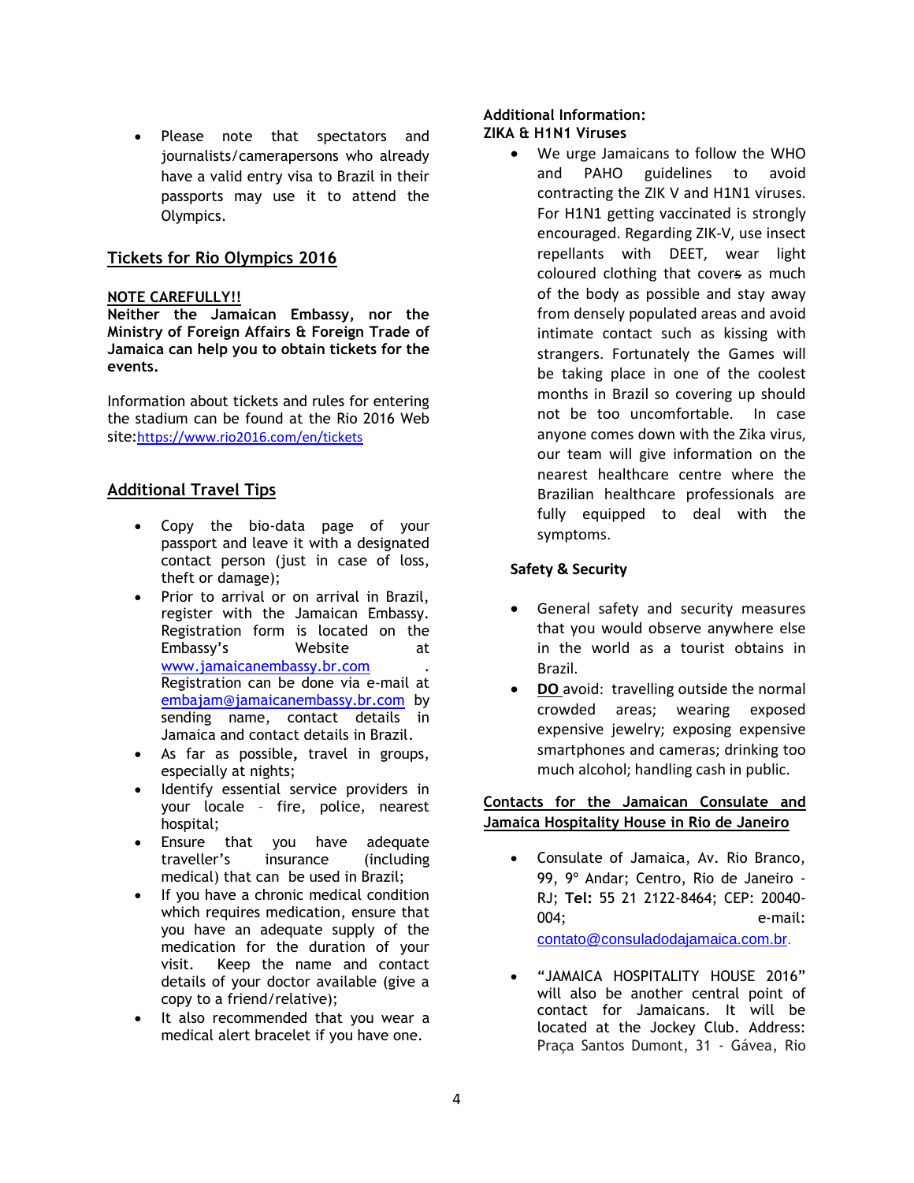- Please note that spectators and journalists/camerapersons who already have a valid entry visa to Brazil in their passports may use it to attend the Olympics.

## Tickets for Rio Olympics 2016

**NOTE CAREFULLY!!**

**Neither the Jamaican Embassy, nor the Ministry of Foreign Affairs & Foreign Trade of Jamaica can help you to obtain tickets for the events.**

Information about tickets and rules for entering the stadium can be found at the Rio 2016 Web site:https://www.rio2016.com/en/tickets

## Additional Travel Tips

- Copy the bio-data page of your passport and leave it with a designated contact person (just in case of loss, theft or damage);
- Prior to arrival or on arrival in Brazil, register with the Jamaican Embassy. Registration form is located on the Embassy's Website at www.jamaicanembassy.br.com . Registration can be done via e-mail at embajam@jamaicanembassy.br.com by sending name, contact details in Jamaica and contact details in Brazil.
- As far as possible, travel in groups, especially at nights;
- Identify essential service providers in your locale – fire, police, nearest hospital;
- Ensure that you have adequate traveller's insurance (including medical) that can be used in Brazil;
- If you have a chronic medical condition which requires medication, ensure that you have an adequate supply of the medication for the duration of your visit. Keep the name and contact details of your doctor available (give a copy to a friend/relative);
- It also recommended that you wear a medical alert bracelet if you have one.

**Additional Information:**
**ZIKA & H1N1 Viruses**

- We urge Jamaicans to follow the WHO and PAHO guidelines to avoid contracting the ZIK V and H1N1 viruses. For H1N1 getting vaccinated is strongly encouraged. Regarding ZIK-V, use insect repellants with DEET, wear light coloured clothing that covers as much of the body as possible and stay away from densely populated areas and avoid intimate contact such as kissing with strangers. Fortunately the Games will be taking place in one of the coolest months in Brazil so covering up should not be too uncomfortable. In case anyone comes down with the Zika virus, our team will give information on the nearest healthcare centre where the Brazilian healthcare professionals are fully equipped to deal with the symptoms.

**Safety & Security**

- General safety and security measures that you would observe anywhere else in the world as a tourist obtains in Brazil.
- **DO** avoid: travelling outside the normal crowded areas; wearing exposed expensive jewelry; exposing expensive smartphones and cameras; drinking too much alcohol; handling cash in public.

## Contacts for the Jamaican Consulate and Jamaica Hospitality House in Rio de Janeiro

- Consulate of Jamaica, Av. Rio Branco, 99, 9º Andar; Centro, Rio de Janeiro - RJ; **Tel:** 55 21 2122-8464; CEP: 20040-004; e-mail: contato@consuladodajamaica.com.br.
- "JAMAICA HOSPITALITY HOUSE 2016" will also be another central point of contact for Jamaicans. It will be located at the Jockey Club. Address: Praça Santos Dumont, 31 - Gávea, Rio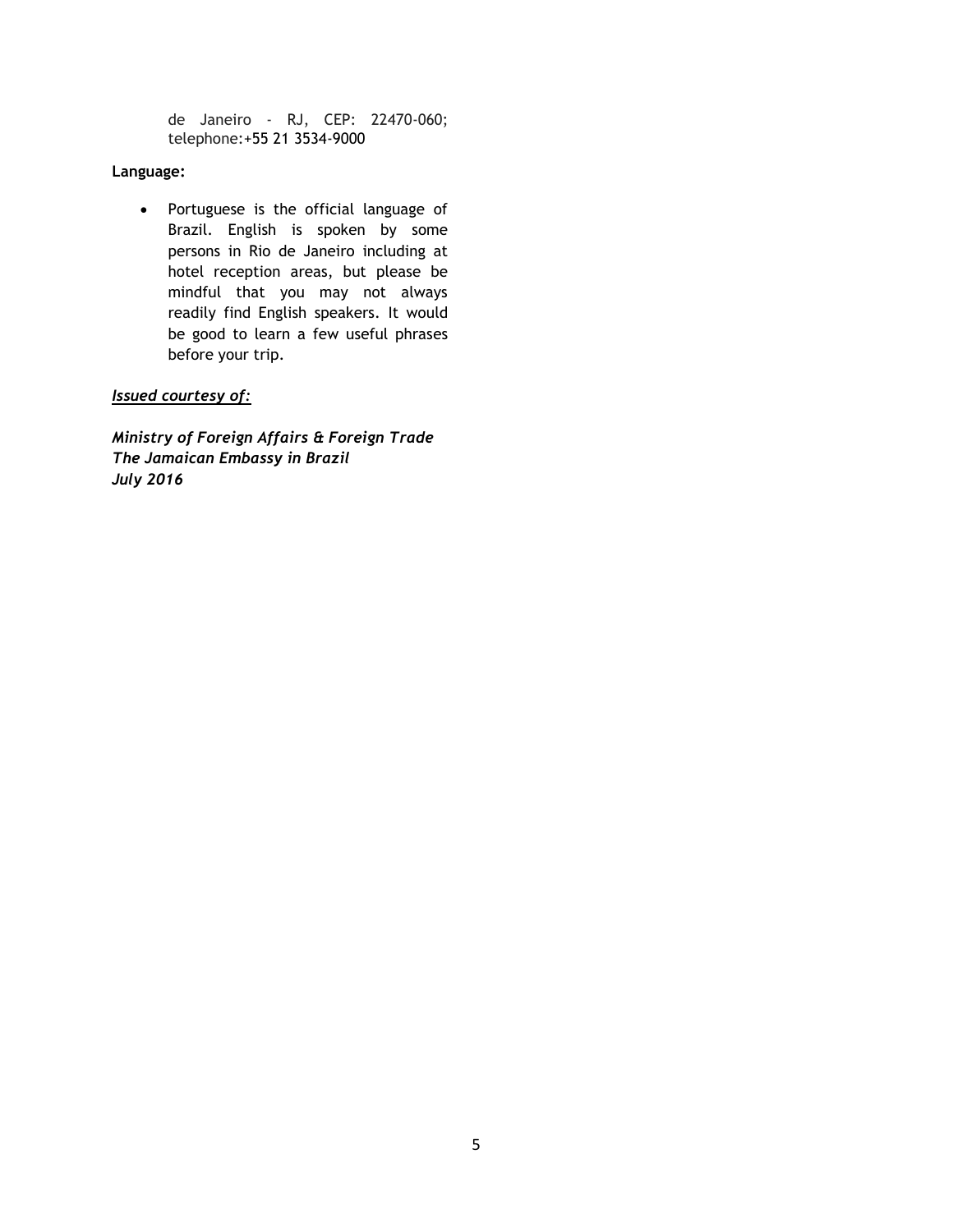de Janeiro - RJ, CEP: 22470-060; telephone:+55 21 3534-9000

**Language:**

- Portuguese is the official language of Brazil. English is spoken by some persons in Rio de Janeiro including at hotel reception areas, but please be mindful that you may not always readily find English speakers. It would be good to learn a few useful phrases before your trip.

***Issued courtesy of:***

***Ministry of Foreign Affairs & Foreign Trade***
***The Jamaican Embassy in Brazil***
***July 2016***